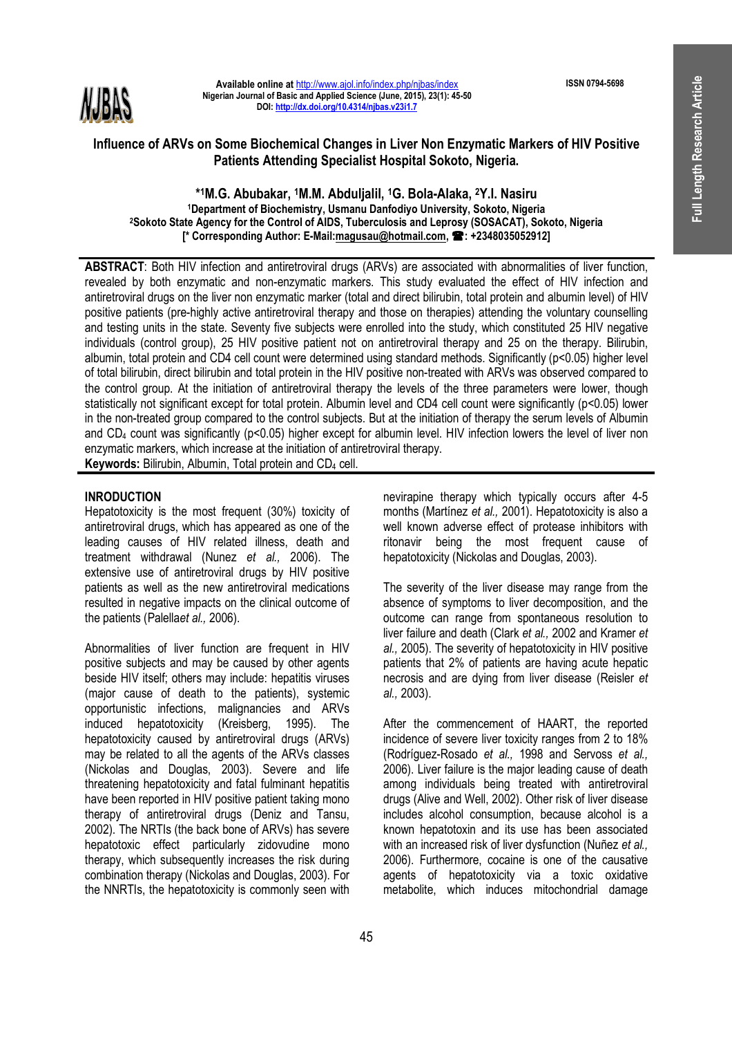# Influence of ARVs on Some Biochemical Changes in Liver Non Enzymatic Markers of HIV Positive Patients Attending Specialist Hospital Sokoto, Nigeria.

**[*1]M.G. Abubakar, [1]M.M. Abduljalil, [1]G. Bola-Alaka, [2]Y.I. Nasiru**

[1]Department of Biochemistry, Usmanu Danfodiyo University, Sokoto, Nigeria
[2]Sokoto State Agency for the Control of AIDS, Tuberculosis and Leprosy (SOSACAT), Sokoto, Nigeria
[* Corresponding Author: E-Mail:magusau@hotmail.com, ☎: +2348035052912]

**ABSTRACT**: Both HIV infection and antiretroviral drugs (ARVs) are associated with abnormalities of liver function, revealed by both enzymatic and non-enzymatic markers. This study evaluated the effect of HIV infection and antiretroviral drugs on the liver non enzymatic marker (total and direct bilirubin, total protein and albumin level) of HIV positive patients (pre-highly active antiretroviral therapy and those on therapies) attending the voluntary counselling and testing units in the state. Seventy five subjects were enrolled into the study, which constituted 25 HIV negative individuals (control group), 25 HIV positive patient not on antiretroviral therapy and 25 on the therapy. Bilirubin, albumin, total protein and CD4 cell count were determined using standard methods. Significantly ($p<0.05$) higher level of total bilirubin, direct bilirubin and total protein in the HIV positive non-treated with ARVs was observed compared to the control group. At the initiation of antiretroviral therapy the levels of the three parameters were lower, though statistically not significant except for total protein. Albumin level and CD4 cell count were significantly ($p<0.05$) lower in the non-treated group compared to the control subjects. But at the initiation of therapy the serum levels of Albumin and $CD_4$ count was significantly ($p<0.05$) higher except for albumin level. HIV infection lowers the level of liver non enzymatic markers, which increase at the initiation of antiretroviral therapy.

**Keywords:** Bilirubin, Albumin, Total protein and $CD_4$ cell.

## INRODUCTION

Hepatotoxicity is the most frequent (30%) toxicity of antiretroviral drugs, which has appeared as one of the leading causes of HIV related illness, death and treatment withdrawal (Nunez *et al.,* 2006). The extensive use of antiretroviral drugs by HIV positive patients as well as the new antiretroviral medications resulted in negative impacts on the clinical outcome of the patients (Palella*et al.,* 2006).

Abnormalities of liver function are frequent in HIV positive subjects and may be caused by other agents beside HIV itself; others may include: hepatitis viruses (major cause of death to the patients), systemic opportunistic infections, malignancies and ARVs induced hepatotoxicity (Kreisberg, 1995). The hepatotoxicity caused by antiretroviral drugs (ARVs) may be related to all the agents of the ARVs classes (Nickolas and Douglas, 2003). Severe and life threatening hepatotoxicity and fatal fulminant hepatitis have been reported in HIV positive patient taking mono therapy of antiretroviral drugs (Deniz and Tansu, 2002). The NRTIs (the back bone of ARVs) has severe hepatotoxic effect particularly zidovudine mono therapy, which subsequently increases the risk during combination therapy (Nickolas and Douglas, 2003). For the NNRTIs, the hepatotoxicity is commonly seen with nevirapine therapy which typically occurs after 4-5 months (Martínez *et al.,* 2001). Hepatotoxicity is also a well known adverse effect of protease inhibitors with ritonavir being the most frequent cause of hepatotoxicity (Nickolas and Douglas, 2003).

The severity of the liver disease may range from the absence of symptoms to liver decomposition, and the outcome can range from spontaneous resolution to liver failure and death (Clark *et al.,* 2002 and Kramer *et al.,* 2005). The severity of hepatotoxicity in HIV positive patients that 2% of patients are having acute hepatic necrosis and are dying from liver disease (Reisler *et al.,* 2003).

After the commencement of HAART, the reported incidence of severe liver toxicity ranges from 2 to 18% (Rodríguez-Rosado *et al.,* 1998 and Servoss *et al.,* 2006). Liver failure is the major leading cause of death among individuals being treated with antiretroviral drugs (Alive and Well, 2002). Other risk of liver disease includes alcohol consumption, because alcohol is a known hepatotoxin and its use has been associated with an increased risk of liver dysfunction (Nuñez *et al.,* 2006). Furthermore, cocaine is one of the causative agents of hepatotoxicity via a toxic oxidative metabolite, which induces mitochondrial damage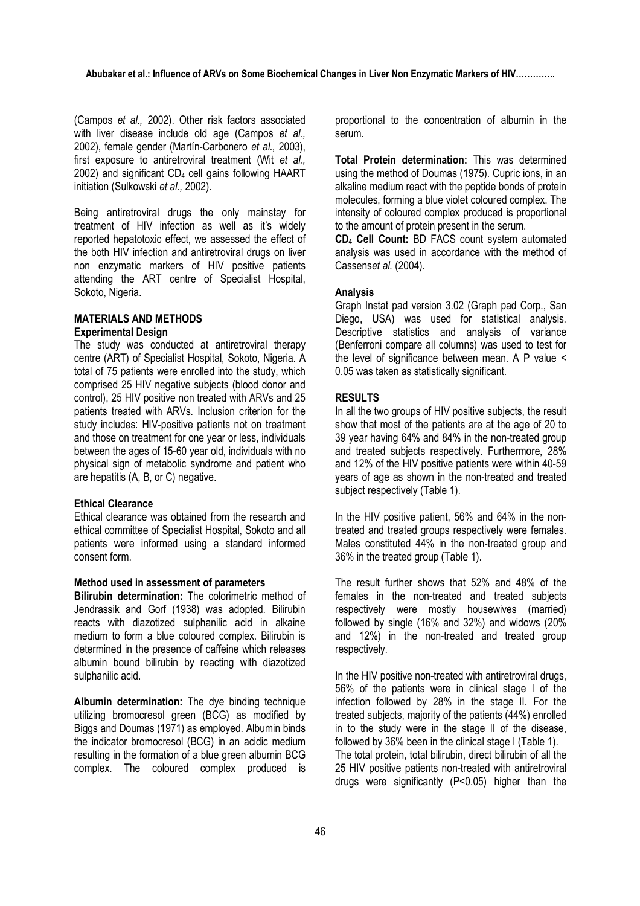(Campos *et al.,* 2002). Other risk factors associated with liver disease include old age (Campos *et al.,* 2002), female gender (Martín-Carbonero *et al.,* 2003), first exposure to antiretroviral treatment (Wit *et al.,* 2002) and significant $CD_4$ cell gains following HAART initiation (Sulkowski *et al.,* 2002).

Being antiretroviral drugs the only mainstay for treatment of HIV infection as well as it's widely reported hepatotoxic effect, we assessed the effect of the both HIV infection and antiretroviral drugs on liver non enzymatic markers of HIV positive patients attending the ART centre of Specialist Hospital, Sokoto, Nigeria.

## MATERIALS AND METHODS

### Experimental Design

The study was conducted at antiretroviral therapy centre (ART) of Specialist Hospital, Sokoto, Nigeria. A total of 75 patients were enrolled into the study, which comprised 25 HIV negative subjects (blood donor and control), 25 HIV positive non treated with ARVs and 25 patients treated with ARVs. Inclusion criterion for the study includes: HIV-positive patients not on treatment and those on treatment for one year or less, individuals between the ages of 15-60 year old, individuals with no physical sign of metabolic syndrome and patient who are hepatitis (A, B, or C) negative.

### Ethical Clearance

Ethical clearance was obtained from the research and ethical committee of Specialist Hospital, Sokoto and all patients were informed using a standard informed consent form.

### Method used in assessment of parameters

**Bilirubin determination:** The colorimetric method of Jendrassik and Gorf (1938) was adopted. Bilirubin reacts with diazotized sulphanilic acid in alkaine medium to form a blue coloured complex. Bilirubin is determined in the presence of caffeine which releases albumin bound bilirubin by reacting with diazotized sulphanilic acid.

**Albumin determination:** The dye binding technique utilizing bromocresol green (BCG) as modified by Biggs and Doumas (1971) as employed. Albumin binds the indicator bromocresol (BCG) in an acidic medium resulting in the formation of a blue green albumin BCG complex. The coloured complex produced is proportional to the concentration of albumin in the serum.

**Total Protein determination:** This was determined using the method of Doumas (1975). Cupric ions, in an alkaline medium react with the peptide bonds of protein molecules, forming a blue violet coloured complex. The intensity of coloured complex produced is proportional to the amount of protein present in the serum.

**$CD_4$ Cell Count:** BD FACS count system automated analysis was used in accordance with the method of Cassens*et al.* (2004).

### Analysis

Graph Instat pad version 3.02 (Graph pad Corp., San Diego, USA) was used for statistical analysis. Descriptive statistics and analysis of variance (Benferroni compare all columns) was used to test for the level of significance between mean. A P value < 0.05 was taken as statistically significant.

## RESULTS

In all the two groups of HIV positive subjects, the result show that most of the patients are at the age of 20 to 39 year having 64% and 84% in the non-treated group and treated subjects respectively. Furthermore, 28% and 12% of the HIV positive patients were within 40-59 years of age as shown in the non-treated and treated subject respectively (Table 1).

In the HIV positive patient, 56% and 64% in the non-treated and treated groups respectively were females. Males constituted 44% in the non-treated group and 36% in the treated group (Table 1).

The result further shows that 52% and 48% of the females in the non-treated and treated subjects respectively were mostly housewives (married) followed by single (16% and 32%) and widows (20% and 12%) in the non-treated and treated group respectively.

In the HIV positive non-treated with antiretroviral drugs, 56% of the patients were in clinical stage I of the infection followed by 28% in the stage II. For the treated subjects, majority of the patients (44%) enrolled in to the study were in the stage II of the disease, followed by 36% been in the clinical stage I (Table 1).

The total protein, total bilirubin, direct bilirubin of all the 25 HIV positive patients non-treated with antiretroviral drugs were significantly ($P<0.05$) higher than the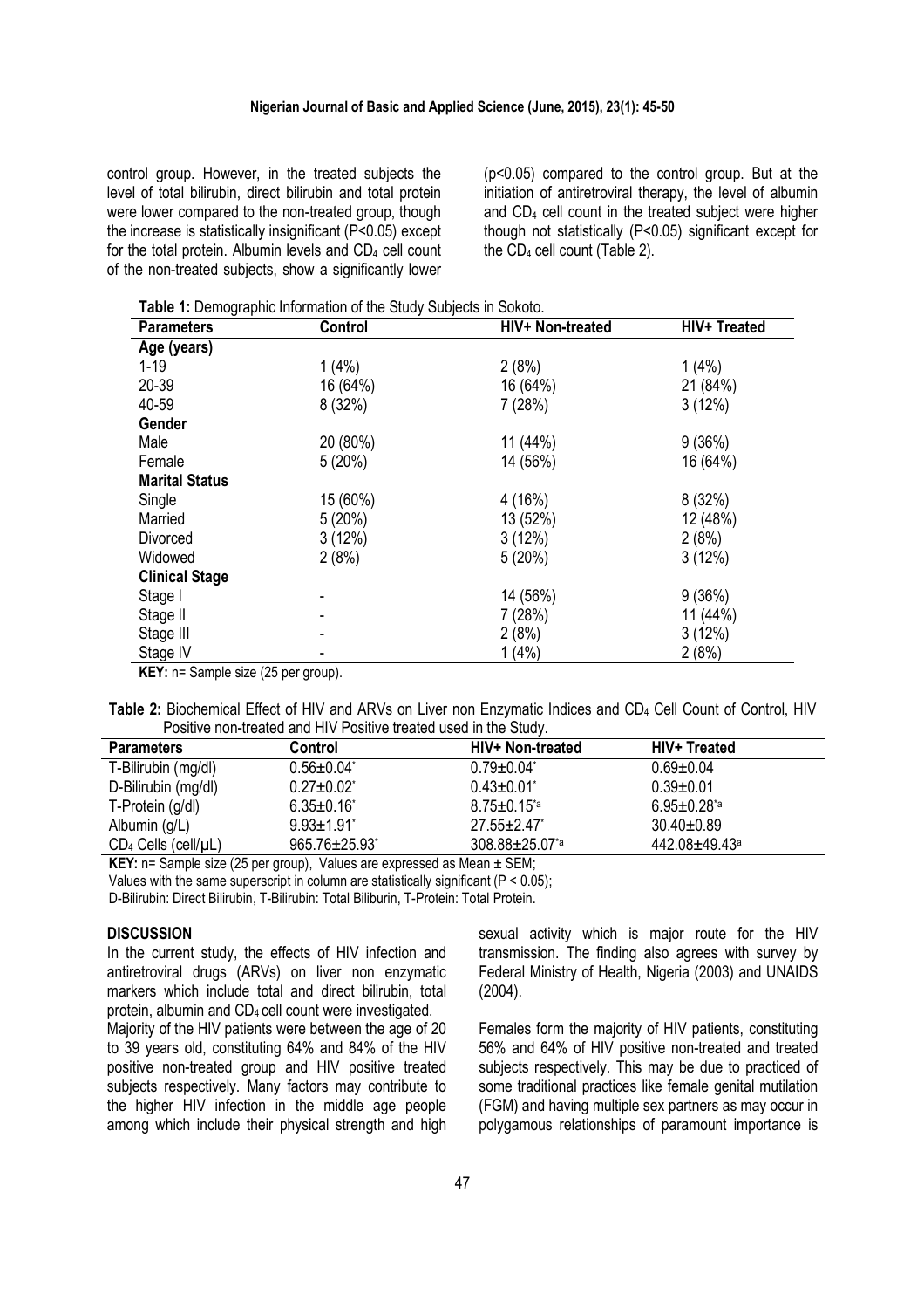control group. However, in the treated subjects the level of total bilirubin, direct bilirubin and total protein were lower compared to the non-treated group, though the increase is statistically insignificant ($P<0.05$) except for the total protein. Albumin levels and $CD_4$ cell count of the non-treated subjects, show a significantly lower ($p<0.05$) compared to the control group. But at the initiation of antiretroviral therapy, the level of albumin and $CD_4$ cell count in the treated subject were higher though not statistically ($P<0.05$) significant except for the $CD_4$ cell count (Table 2).

**Table 1:** Demographic Information of the Study Subjects in Sokoto.

| Parameters | Control | HIV+ Non-treated | HIV+ Treated |
|---|---|---|---|
| **Age (years)** | | | |
| 1-19 | 1 (4%) | 2 (8%) | 1 (4%) |
| 20-39 | 16 (64%) | 16 (64%) | 21 (84%) |
| 40-59 | 8 (32%) | 7 (28%) | 3 (12%) |
| **Gender** | | | |
| Male | 20 (80%) | 11 (44%) | 9 (36%) |
| Female | 5 (20%) | 14 (56%) | 16 (64%) |
| **Marital Status** | | | |
| Single | 15 (60%) | 4 (16%) | 8 (32%) |
| Married | 5 (20%) | 13 (52%) | 12 (48%) |
| Divorced | 3 (12%) | 3 (12%) | 2 (8%) |
| Widowed | 2 (8%) | 5 (20%) | 3 (12%) |
| **Clinical Stage** | | | |
| Stage I | - | 14 (56%) | 9 (36%) |
| Stage II | - | 7 (28%) | 11 (44%) |
| Stage III | - | 2 (8%) | 3 (12%) |
| Stage IV | - | 1 (4%) | 2 (8%) |

**KEY:** n= Sample size (25 per group).

**Table 2:** Biochemical Effect of HIV and ARVs on Liver non Enzymatic Indices and $CD_4$ Cell Count of Control, HIV Positive non-treated and HIV Positive treated used in the Study.

| Parameters | Control | HIV+ Non-treated | HIV+ Treated |
|---|---|---|---|
| T-Bilirubin (mg/dl) | $0.56\pm0.04^{*}$ | $0.79\pm0.04^{*}$ | $0.69\pm0.04$ |
| D-Bilirubin (mg/dl) | $0.27\pm0.02^{*}$ | $0.43\pm0.01^{*}$ | $0.39\pm0.01$ |
| T-Protein (g/dl) | $6.35\pm0.16^{*}$ | $8.75\pm0.15^{*a}$ | $6.95\pm0.28^{*a}$ |
| Albumin (g/L) | $9.93\pm1.91^{*}$ | $27.55\pm2.47^{*}$ | $30.40\pm0.89$ |
| $CD_4$ Cells (cell/μL) | $965.76\pm25.93^{*}$ | $308.88\pm25.07^{*a}$ | $442.08\pm49.43^{a}$ |

**KEY:** n= Sample size (25 per group), Values are expressed as Mean ± SEM;
Values with the same superscript in column are statistically significant ($P < 0.05$);
D-Bilirubin: Direct Bilirubin, T-Bilirubin: Total Biliburin, T-Protein: Total Protein.

## DISCUSSION

In the current study, the effects of HIV infection and antiretroviral drugs (ARVs) on liver non enzymatic markers which include total and direct bilirubin, total protein, albumin and $CD_4$ cell count were investigated.

Majority of the HIV patients were between the age of 20 to 39 years old, constituting 64% and 84% of the HIV positive non-treated group and HIV positive treated subjects respectively. Many factors may contribute to the higher HIV infection in the middle age people among which include their physical strength and high sexual activity which is major route for the HIV transmission. The finding also agrees with survey by Federal Ministry of Health, Nigeria (2003) and UNAIDS (2004).

Females form the majority of HIV patients, constituting 56% and 64% of HIV positive non-treated and treated subjects respectively. This may be due to practiced of some traditional practices like female genital mutilation (FGM) and having multiple sex partners as may occur in polygamous relationships of paramount importance is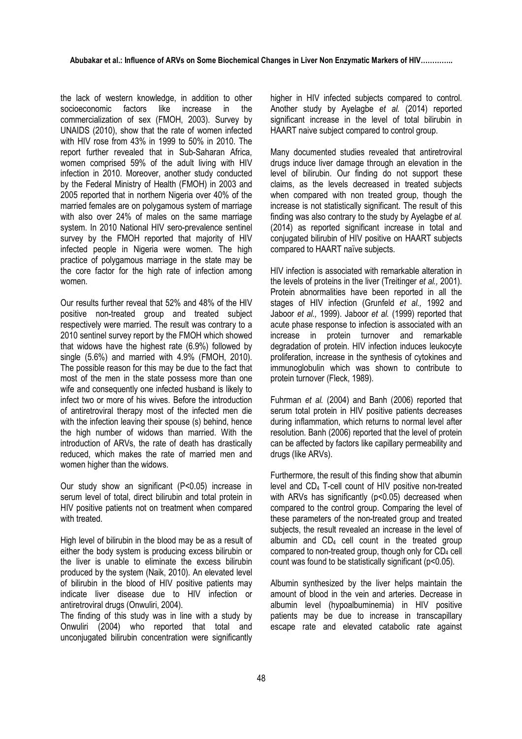the lack of western knowledge, in addition to other socioeconomic factors like increase in the commercialization of sex (FMOH, 2003). Survey by UNAIDS (2010), show that the rate of women infected with HIV rose from 43% in 1999 to 50% in 2010. The report further revealed that in Sub-Saharan Africa, women comprised 59% of the adult living with HIV infection in 2010. Moreover, another study conducted by the Federal Ministry of Health (FMOH) in 2003 and 2005 reported that in northern Nigeria over 40% of the married females are on polygamous system of marriage with also over 24% of males on the same marriage system. In 2010 National HIV sero-prevalence sentinel survey by the FMOH reported that majority of HIV infected people in Nigeria were women. The high practice of polygamous marriage in the state may be the core factor for the high rate of infection among women.

Our results further reveal that 52% and 48% of the HIV positive non-treated group and treated subject respectively were married. The result was contrary to a 2010 sentinel survey report by the FMOH which showed that widows have the highest rate (6.9%) followed by single (5.6%) and married with 4.9% (FMOH, 2010). The possible reason for this may be due to the fact that most of the men in the state possess more than one wife and consequently one infected husband is likely to infect two or more of his wives. Before the introduction of antiretroviral therapy most of the infected men die with the infection leaving their spouse (s) behind, hence the high number of widows than married. With the introduction of ARVs, the rate of death has drastically reduced, which makes the rate of married men and women higher than the widows.

Our study show an significant ($P<0.05$) increase in serum level of total, direct bilirubin and total protein in HIV positive patients not on treatment when compared with treated.

High level of bilirubin in the blood may be as a result of either the body system is producing excess bilirubin or the liver is unable to eliminate the excess bilirubin produced by the system (Naik, 2010). An elevated level of bilirubin in the blood of HIV positive patients may indicate liver disease due to HIV infection or antiretroviral drugs (Onwuliri, 2004).
The finding of this study was in line with a study by Onwuliri (2004) who reported that total and unconjugated bilirubin concentration were significantly higher in HIV infected subjects compared to control. Another study by Ayelagbe *et al.* (2014) reported significant increase in the level of total bilirubin in HAART naive subject compared to control group.

Many documented studies revealed that antiretroviral drugs induce liver damage through an elevation in the level of bilirubin. Our finding do not support these claims, as the levels decreased in treated subjects when compared with non treated group, though the increase is not statistically significant. The result of this finding was also contrary to the study by Ayelagbe *et al.* (2014) as reported significant increase in total and conjugated bilirubin of HIV positive on HAART subjects compared to HAART naïve subjects.

HIV infection is associated with remarkable alteration in the levels of proteins in the liver (Treitinger *et al.,* 2001). Protein abnormalities have been reported in all the stages of HIV infection (Grunfeld *et al.,* 1992 and Jaboor *et al.,* 1999). Jaboor *et al.* (1999) reported that acute phase response to infection is associated with an increase in protein turnover and remarkable degradation of protein. HIV infection induces leukocyte proliferation, increase in the synthesis of cytokines and immunoglobulin which was shown to contribute to protein turnover (Fleck, 1989).

Fuhrman *et al.* (2004) and Banh (2006) reported that serum total protein in HIV positive patients decreases during inflammation, which returns to normal level after resolution. Banh (2006) reported that the level of protein can be affected by factors like capillary permeability and drugs (like ARVs).

Furthermore, the result of this finding show that albumin level and $CD_4$ T-cell count of HIV positive non-treated with ARVs has significantly ($p<0.05$) decreased when compared to the control group. Comparing the level of these parameters of the non-treated group and treated subjects, the result revealed an increase in the level of albumin and $CD_4$ cell count in the treated group compared to non-treated group, though only for $CD_4$ cell count was found to be statistically significant ($p<0.05$).

Albumin synthesized by the liver helps maintain the amount of blood in the vein and arteries. Decrease in albumin level (hypoalbuminemia) in HIV positive patients may be due to increase in transcapillary escape rate and elevated catabolic rate against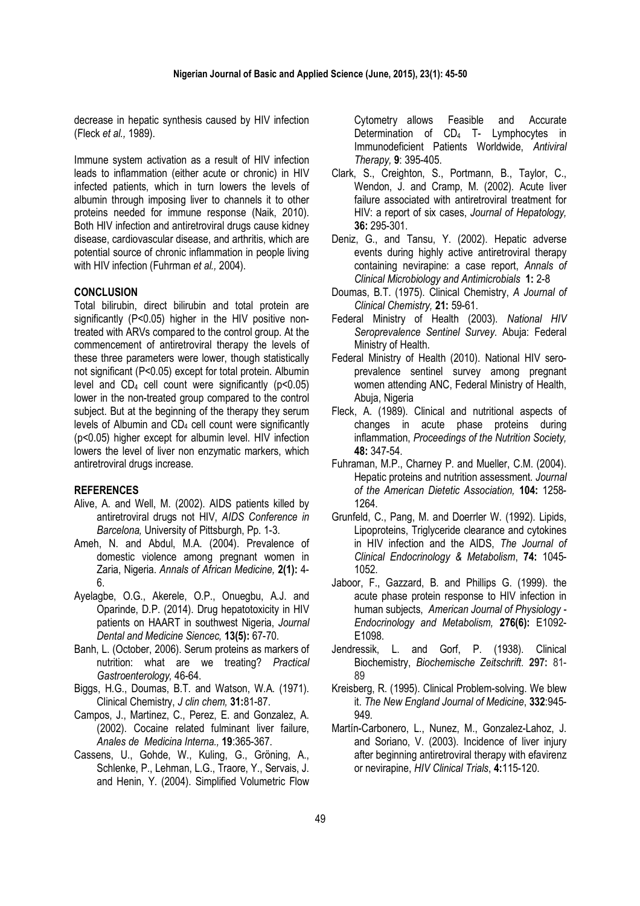decrease in hepatic synthesis caused by HIV infection (Fleck *et al.,* 1989).

Immune system activation as a result of HIV infection leads to inflammation (either acute or chronic) in HIV infected patients, which in turn lowers the levels of albumin through imposing liver to channels it to other proteins needed for immune response (Naik, 2010). Both HIV infection and antiretroviral drugs cause kidney disease, cardiovascular disease, and arthritis, which are potential source of chronic inflammation in people living with HIV infection (Fuhrman *et al.,* 2004).

## CONCLUSION

Total bilirubin, direct bilirubin and total protein are significantly ($P<0.05$) higher in the HIV positive non-treated with ARVs compared to the control group. At the commencement of antiretroviral therapy the levels of these three parameters were lower, though statistically not significant ($P<0.05$) except for total protein. Albumin level and $CD_4$ cell count were significantly ($p<0.05$) lower in the non-treated group compared to the control subject. But at the beginning of the therapy they serum levels of Albumin and $CD_4$ cell count were significantly ($p<0.05$) higher except for albumin level. HIV infection lowers the level of liver non enzymatic markers, which antiretroviral drugs increase.

## REFERENCES

- Alive, A. and Well, M. (2002). AIDS patients killed by antiretroviral drugs not HIV, *AIDS Conference in Barcelona,* University of Pittsburgh, Pp. 1-3.
- Ameh, N. and Abdul, M.A. (2004). Prevalence of domestic violence among pregnant women in Zaria, Nigeria. *Annals of African Medicine,* **2(1):** 4-6.
- Ayelagbe, O.G., Akerele, O.P., Onuegbu, A.J. and Oparinde, D.P. (2014). Drug hepatotoxicity in HIV patients on HAART in southwest Nigeria, *Journal Dental and Medicine Siencec,* **13(5):** 67-70.
- Banh, L. (October, 2006). Serum proteins as markers of nutrition: what are we treating? *Practical Gastroenterology,* 46-64.
- Biggs, H.G., Doumas, B.T. and Watson, W.A. (1971). Clinical Chemistry, *J clin chem,* **31:**81-87.
- Campos, J., Martinez, C., Perez, E. and Gonzalez, A. (2002). Cocaine related fulminant liver failure, *Anales de Medicina Interna.,* **19**:365-367.
- Cassens, U., Gohde, W., Kuling, G., Gröning, A., Schlenke, P., Lehman, L.G., Traore, Y., Servais, J. and Henin, Y. (2004). Simplified Volumetric Flow Cytometry allows Feasible and Accurate Determination of $CD_4$ T- Lymphocytes in Immunodeficient Patients Worldwide, *Antiviral Therapy,* **9**: 395-405.
- Clark, S., Creighton, S., Portmann, B., Taylor, C., Wendon, J. and Cramp, M. (2002). Acute liver failure associated with antiretroviral treatment for HIV: a report of six cases, *Journal of Hepatology,* **36:** 295-301.
- Deniz, G., and Tansu, Y. (2002). Hepatic adverse events during highly active antiretroviral therapy containing nevirapine: a case report, *Annals of Clinical Microbiology and Antimicrobials* **1:** 2-8
- Doumas, B.T. (1975). Clinical Chemistry, *A Journal of Clinical Chemistry,* **21:** 59-61.
- Federal Ministry of Health (2003). *National HIV Seroprevalence Sentinel Survey*. Abuja: Federal Ministry of Health.
- Federal Ministry of Health (2010). National HIV sero-prevalence sentinel survey among pregnant women attending ANC, Federal Ministry of Health, Abuja, Nigeria
- Fleck, A. (1989). Clinical and nutritional aspects of changes in acute phase proteins during inflammation, *Proceedings of the Nutrition Society,* **48:** 347-54.
- Fuhraman, M.P., Charney P. and Mueller, C.M. (2004). Hepatic proteins and nutrition assessment. *Journal of the American Dietetic Association,* **104:** 1258-1264.
- Grunfeld, C., Pang, M. and Doerrler W. (1992). Lipids, Lipoproteins, Triglyceride clearance and cytokines in HIV infection and the AIDS, *The Journal of Clinical Endocrinology & Metabolism*, **74:** 1045-1052.
- Jaboor, F., Gazzard, B. and Phillips G. (1999). the acute phase protein response to HIV infection in human subjects, *American Journal of Physiology - Endocrinology and Metabolism,* **276(6):** E1092-E1098.
- Jendressik, L. and Gorf, P. (1938). Clinical Biochemistry, *Biochemische Zeitschrift*. **297:** 81-89
- Kreisberg, R. (1995). Clinical Problem-solving. We blew it. *The New England Journal of Medicine*, **332**:945-949.
- Martín-Carbonero, L., Nunez, M., Gonzalez-Lahoz, J. and Soriano, V. (2003). Incidence of liver injury after beginning antiretroviral therapy with efavirenz or nevirapine, *HIV Clinical Trials*, **4:**115-120.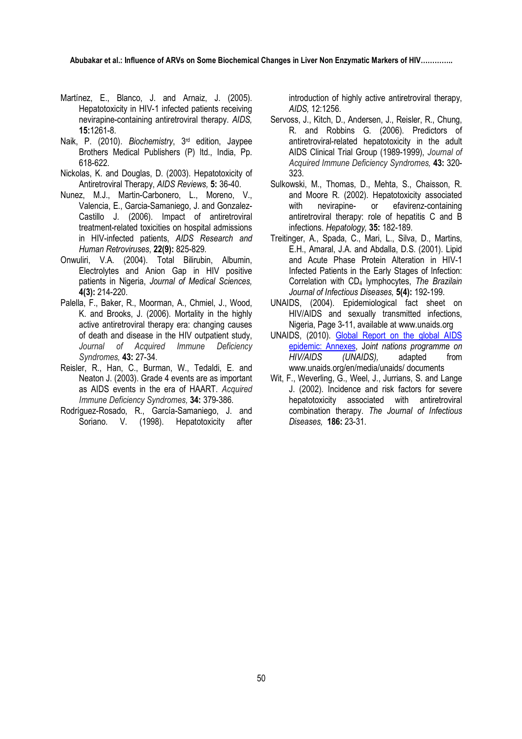Martínez, E., Blanco, J. and Arnaiz, J. (2005). Hepatotoxicity in HIV-1 infected patients receiving nevirapine-containing antiretroviral therapy. *AIDS,* **15:**1261-8.

Naik, P. (2010). *Biochemistry*, 3rd edition, Jaypee Brothers Medical Publishers (P) ltd., India, Pp. 618-622.

Nickolas, K. and Douglas, D. (2003). Hepatotoxicity of Antiretroviral Therapy, *AIDS Reviews,* **5:** 36-40.

Nunez, M.J., Martin-Carbonero, L., Moreno, V., Valencia, E., Garcia-Samaniego, J. and Gonzalez-Castillo J. (2006). Impact of antiretroviral treatment-related toxicities on hospital admissions in HIV-infected patients, *AIDS Research and Human Retroviruses*, **22(9):** 825-829.

Onwuliri, V.A. (2004). Total Bilirubin, Albumin, Electrolytes and Anion Gap in HIV positive patients in Nigeria, *Journal of Medical Sciences,* **4(3):** 214-220.

Palella, F., Baker, R., Moorman, A., Chmiel, J., Wood, K. and Brooks, J. (2006). Mortality in the highly active antiretroviral therapy era: changing causes of death and disease in the HIV outpatient study, *Journal of Acquired Immune Deficiency Syndromes,* **43:** 27-34.

Reisler, R., Han, C., Burman, W., Tedaldi, E. and Neaton J. (2003). Grade 4 events are as important as AIDS events in the era of HAART. *Acquired Immune Deficiency Syndromes,* **34:** 379-386.

Rodríguez-Rosado, R., García-Samaniego, J. and Soriano. V. (1998). Hepatotoxicity after introduction of highly active antiretroviral therapy, *AIDS,* 12:1256.

Servoss, J., Kitch, D., Andersen, J., Reisler, R., Chung, R. and Robbins G. (2006). Predictors of antiretroviral-related hepatotoxicity in the adult AIDS Clinical Trial Group (1989-1999), *Journal of Acquired Immune Deficiency Syndromes,* **43:** 320-323.

Sulkowski, M., Thomas, D., Mehta, S., Chaisson, R. and Moore R. (2002). Hepatotoxicity associated with nevirapine- or efavirenz-containing antiretroviral therapy: role of hepatitis C and B infections. *Hepatology,* **35:** 182-189.

Treitinger, A., Spada, C., Mari, L., Silva, D., Martins, E.H., Amaral, J.A. and Abdalla, D.S. (2001). Lipid and Acute Phase Protein Alteration in HIV-1 Infected Patients in the Early Stages of Infection: Correlation with $CD_4$ lymphocytes, *The Brazilain Journal of Infectious Diseases,* **5(4):** 192-199.

UNAIDS, (2004). Epidemiological fact sheet on HIV/AIDS and sexually transmitted infections, Nigeria, Page 3-11, available at www.unaids.org

UNAIDS, (2010). Global Report on the global AIDS epidemic: Annexes, J*oint nations programme on HIV/AIDS (UNAIDS),* adapted from www.unaids.org/en/media/unaids/ documents

Wit, F., Weverling, G., Weel, J., Jurrians, S. and Lange J. (2002). Incidence and risk factors for severe hepatotoxicity associated with antiretroviral combination therapy. *The Journal of Infectious Diseases,* **186:** 23-31.